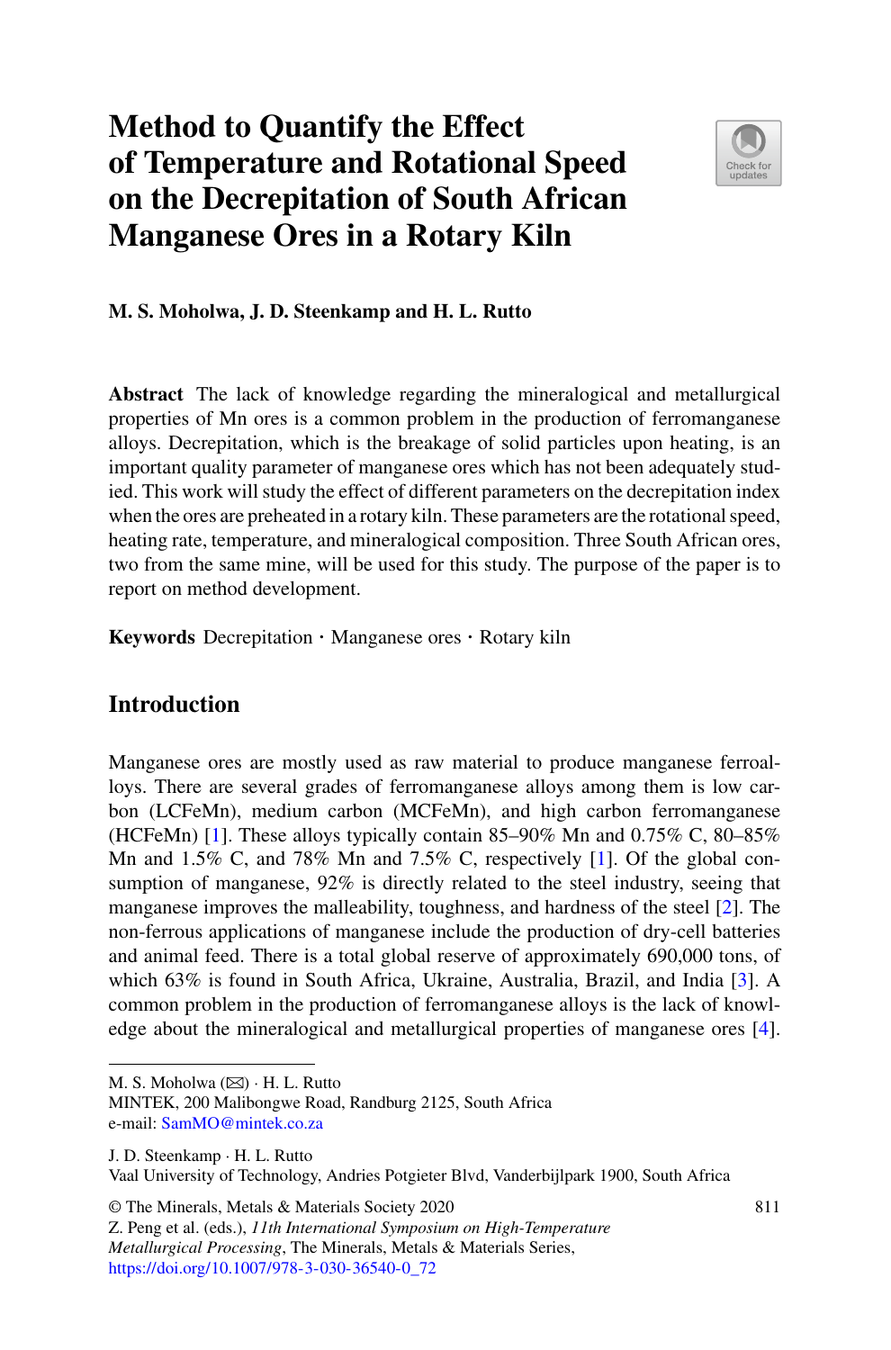# Method to Quantify the Effect of Temperature and Rotational Speed on the Decrepitation of South African Manganese Ores in a Rotary Kiln

**M. S. Moholwa, J. D. Steenkamp and H. L. Rutto**

**Abstract** The lack of knowledge regarding the mineralogical and metallurgical properties of Mn ores is a common problem in the production of ferromanganese alloys. Decrepitation, which is the breakage of solid particles upon heating, is an important quality parameter of manganese ores which has not been adequately studied. This work will study the effect of different parameters on the decrepitation index when the ores are preheated in a rotary kiln. These parameters are the rotational speed, heating rate, temperature, and mineralogical composition. Three South African ores, two from the same mine, will be used for this study. The purpose of the paper is to report on method development.

**Keywords** Decrepitation · Manganese ores · Rotary kiln

## Introduction

Manganese ores are mostly used as raw material to produce manganese ferroalloys. There are several grades of ferromanganese alloys among them is low carbon (LCFeMn), medium carbon (MCFeMn), and high carbon ferromanganese (HCFeMn) [1]. These alloys typically contain 85–90% Mn and 0.75% C, 80–85% Mn and 1.5% C, and 78% Mn and 7.5% C, respectively [1]. Of the global consumption of manganese, 92% is directly related to the steel industry, seeing that manganese improves the malleability, toughness, and hardness of the steel [2]. The non-ferrous applications of manganese include the production of dry-cell batteries and animal feed. There is a total global reserve of approximately 690,000 tons, of which 63% is found in South Africa, Ukraine, Australia, Brazil, and India [3]. A common problem in the production of ferromanganese alloys is the lack of knowledge about the mineralogical and metallurgical properties of manganese ores [4].

---

M. S. Moholwa (✉) · H. L. Rutto
MINTEK, 200 Malibongwe Road, Randburg 2125, South Africa
e-mail: SamMO@mintek.co.za

J. D. Steenkamp · H. L. Rutto
Vaal University of Technology, Andries Potgieter Blvd, Vanderbijlpark 1900, South Africa

© The Minerals, Metals & Materials Society 2020
Z. Peng et al. (eds.), *11th International Symposium on High-Temperature Metallurgical Processing*, The Minerals, Metals & Materials Series,
https://doi.org/10.1007/978-3-030-36540-0_72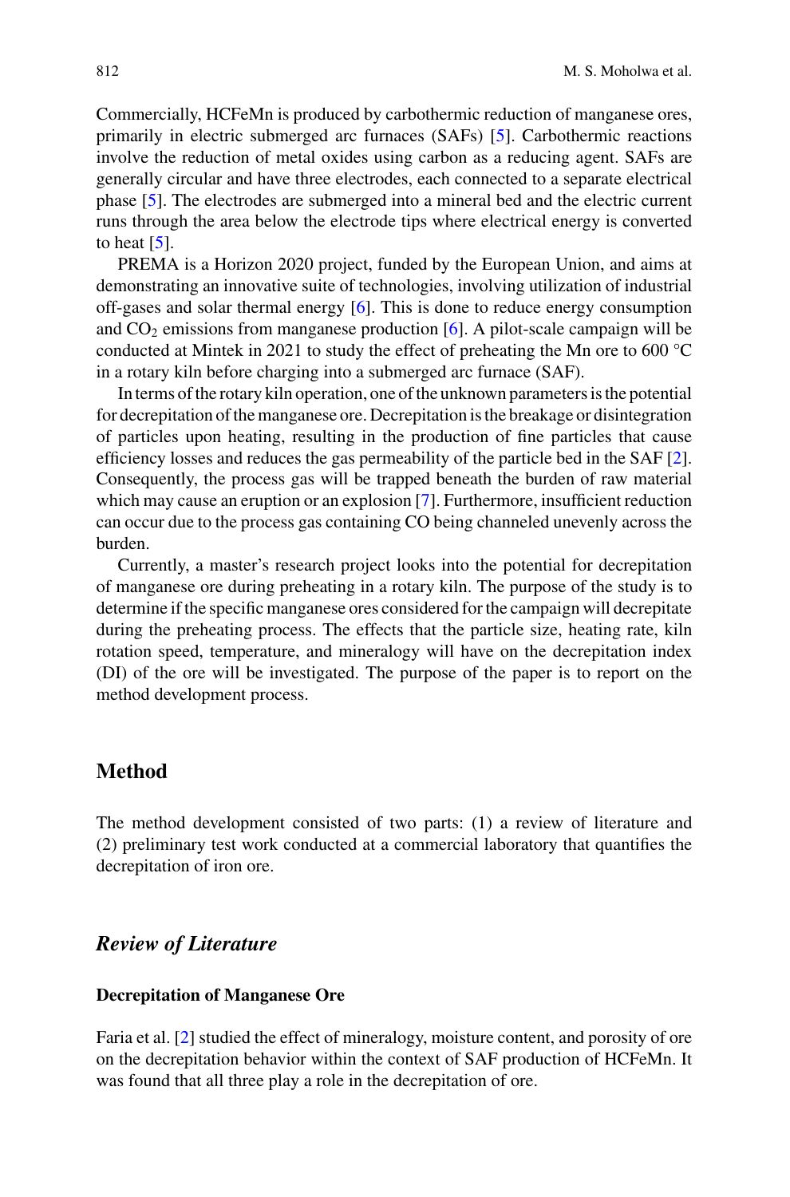Commercially, HCFeMn is produced by carbothermic reduction of manganese ores, primarily in electric submerged arc furnaces (SAFs) [5]. Carbothermic reactions involve the reduction of metal oxides using carbon as a reducing agent. SAFs are generally circular and have three electrodes, each connected to a separate electrical phase [5]. The electrodes are submerged into a mineral bed and the electric current runs through the area below the electrode tips where electrical energy is converted to heat [5].

PREMA is a Horizon 2020 project, funded by the European Union, and aims at demonstrating an innovative suite of technologies, involving utilization of industrial off-gases and solar thermal energy [6]. This is done to reduce energy consumption and $CO_2$ emissions from manganese production [6]. A pilot-scale campaign will be conducted at Mintek in 2021 to study the effect of preheating the Mn ore to 600 °C in a rotary kiln before charging into a submerged arc furnace (SAF).

In terms of the rotary kiln operation, one of the unknown parameters is the potential for decrepitation of the manganese ore. Decrepitation is the breakage or disintegration of particles upon heating, resulting in the production of fine particles that cause efficiency losses and reduces the gas permeability of the particle bed in the SAF [2]. Consequently, the process gas will be trapped beneath the burden of raw material which may cause an eruption or an explosion [7]. Furthermore, insufficient reduction can occur due to the process gas containing CO being channeled unevenly across the burden.

Currently, a master's research project looks into the potential for decrepitation of manganese ore during preheating in a rotary kiln. The purpose of the study is to determine if the specific manganese ores considered for the campaign will decrepitate during the preheating process. The effects that the particle size, heating rate, kiln rotation speed, temperature, and mineralogy will have on the decrepitation index (DI) of the ore will be investigated. The purpose of the paper is to report on the method development process.

## Method

The method development consisted of two parts: (1) a review of literature and (2) preliminary test work conducted at a commercial laboratory that quantifies the decrepitation of iron ore.

### *Review of Literature*

#### Decrepitation of Manganese Ore

Faria et al. [2] studied the effect of mineralogy, moisture content, and porosity of ore on the decrepitation behavior within the context of SAF production of HCFeMn. It was found that all three play a role in the decrepitation of ore.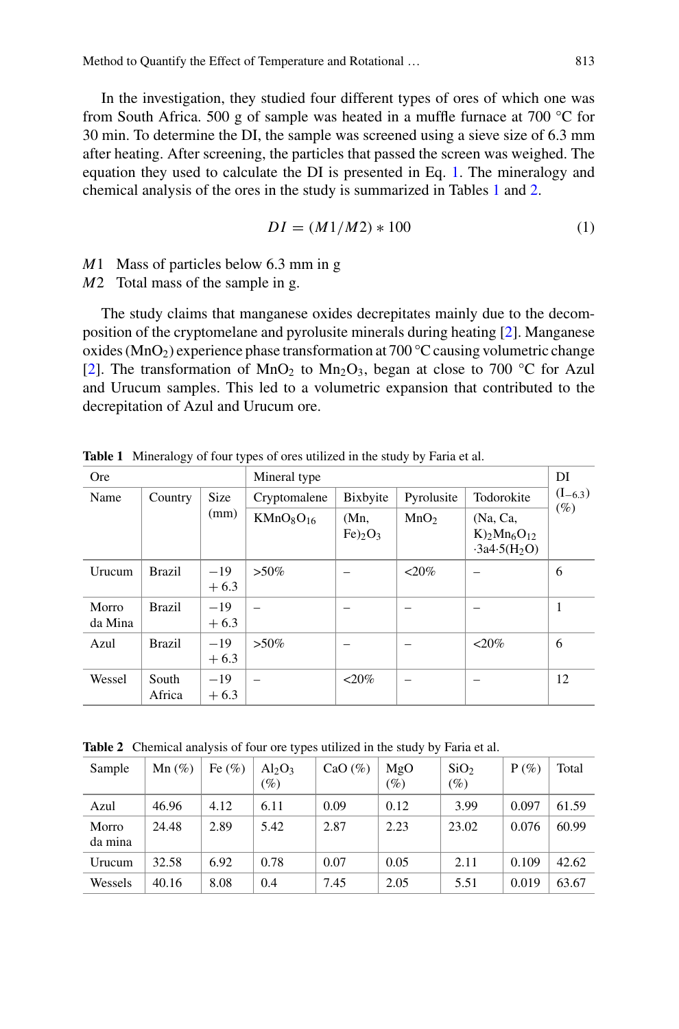In the investigation, they studied four different types of ores of which one was from South Africa. 500 g of sample was heated in a muffle furnace at 700 °C for 30 min. To determine the DI, the sample was screened using a sieve size of 6.3 mm after heating. After screening, the particles that passed the screen was weighed. The equation they used to calculate the DI is presented in Eq. 1. The mineralogy and chemical analysis of the ores in the study is summarized in Tables 1 and 2.

$$DI = (M1/M2) * 100 \tag{1}$$

$M1$ Mass of particles below 6.3 mm in g  
$M2$ Total mass of the sample in g.

The study claims that manganese oxides decrepitates mainly due to the decomposition of the cryptomelane and pyrolusite minerals during heating [2]. Manganese oxides ($MnO_2$) experience phase transformation at 700 °C causing volumetric change [2]. The transformation of $MnO_2$ to $Mn_2O_3$, began at close to 700 °C for Azul and Urucum samples. This led to a volumetric expansion that contributed to the decrepitation of Azul and Urucum ore.

**Table 1** Mineralogy of four types of ores utilized in the study by Faria et al.

| Ore | | | Mineral type | | | | DI ($I_{-6.3}$) (%) |
|---|---|---|---|---|---|---|---|
| Name | Country | Size (mm) | Cryptomalene $KMnO_8O_{16}$ | Bixbyite $(Mn, Fe)_2O_3$ | Pyrolusite $MnO_2$ | Todorokite $(Na, Ca, K)_2Mn_6O_{12} \cdot 3a4 \cdot 5(H_2O)$ | |
| Urucum | Brazil | −19 + 6.3 | >50% | – | <20% | – | 6 |
| Morro da Mina | Brazil | −19 + 6.3 | – | – | – | – | 1 |
| Azul | Brazil | −19 + 6.3 | >50% | – | – | <20% | 6 |
| Wessel | South Africa | −19 + 6.3 | – | <20% | – | – | 12 |

**Table 2** Chemical analysis of four ore types utilized in the study by Faria et al.

| Sample | Mn (%) | Fe (%) | $Al_2O_3$ (%) | CaO (%) | MgO (%) | $SiO_2$ (%) | P (%) | Total |
|---|---|---|---|---|---|---|---|---|
| Azul | 46.96 | 4.12 | 6.11 | 0.09 | 0.12 | 3.99 | 0.097 | 61.59 |
| Morro da mina | 24.48 | 2.89 | 5.42 | 2.87 | 2.23 | 23.02 | 0.076 | 60.99 |
| Urucum | 32.58 | 6.92 | 0.78 | 0.07 | 0.05 | 2.11 | 0.109 | 42.62 |
| Wessels | 40.16 | 8.08 | 0.4 | 7.45 | 2.05 | 5.51 | 0.019 | 63.67 |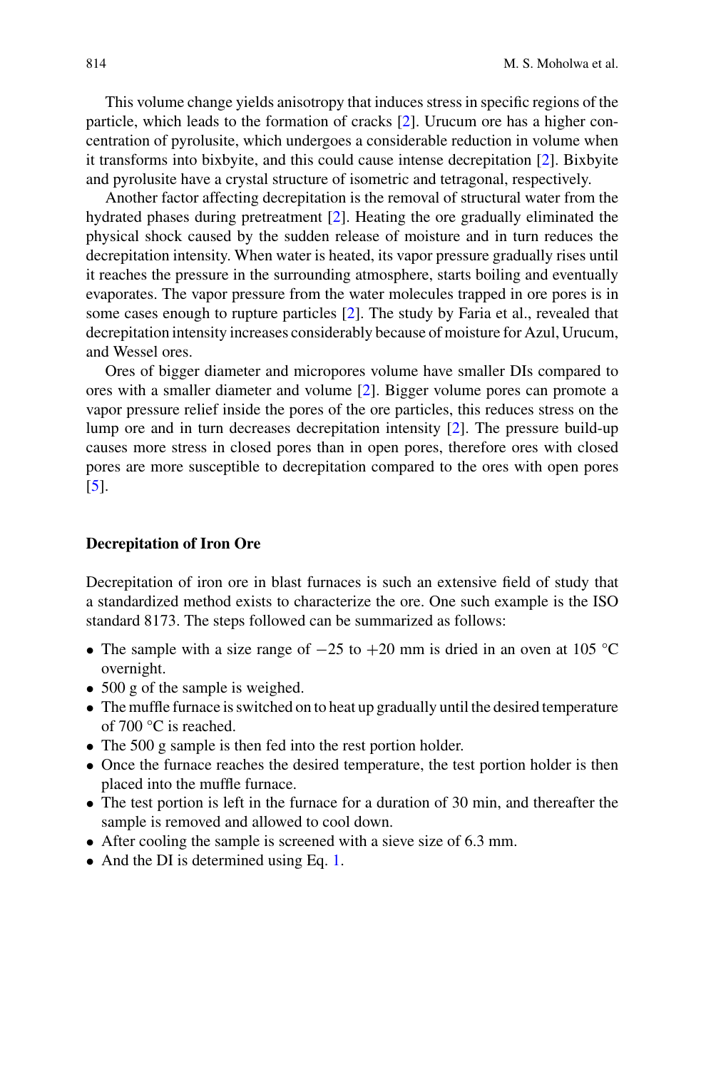This volume change yields anisotropy that induces stress in specific regions of the particle, which leads to the formation of cracks [2]. Urucum ore has a higher concentration of pyrolusite, which undergoes a considerable reduction in volume when it transforms into bixbyite, and this could cause intense decrepitation [2]. Bixbyite and pyrolusite have a crystal structure of isometric and tetragonal, respectively.

Another factor affecting decrepitation is the removal of structural water from the hydrated phases during pretreatment [2]. Heating the ore gradually eliminated the physical shock caused by the sudden release of moisture and in turn reduces the decrepitation intensity. When water is heated, its vapor pressure gradually rises until it reaches the pressure in the surrounding atmosphere, starts boiling and eventually evaporates. The vapor pressure from the water molecules trapped in ore pores is in some cases enough to rupture particles [2]. The study by Faria et al., revealed that decrepitation intensity increases considerably because of moisture for Azul, Urucum, and Wessel ores.

Ores of bigger diameter and micropores volume have smaller DIs compared to ores with a smaller diameter and volume [2]. Bigger volume pores can promote a vapor pressure relief inside the pores of the ore particles, this reduces stress on the lump ore and in turn decreases decrepitation intensity [2]. The pressure build-up causes more stress in closed pores than in open pores, therefore ores with closed pores are more susceptible to decrepitation compared to the ores with open pores [5].

**Decrepitation of Iron Ore**

Decrepitation of iron ore in blast furnaces is such an extensive field of study that a standardized method exists to characterize the ore. One such example is the ISO standard 8173. The steps followed can be summarized as follows:

- The sample with a size range of −25 to +20 mm is dried in an oven at 105 °C overnight.
- 500 g of the sample is weighed.
- The muffle furnace is switched on to heat up gradually until the desired temperature of 700 °C is reached.
- The 500 g sample is then fed into the rest portion holder.
- Once the furnace reaches the desired temperature, the test portion holder is then placed into the muffle furnace.
- The test portion is left in the furnace for a duration of 30 min, and thereafter the sample is removed and allowed to cool down.
- After cooling the sample is screened with a sieve size of 6.3 mm.
- And the DI is determined using Eq. 1.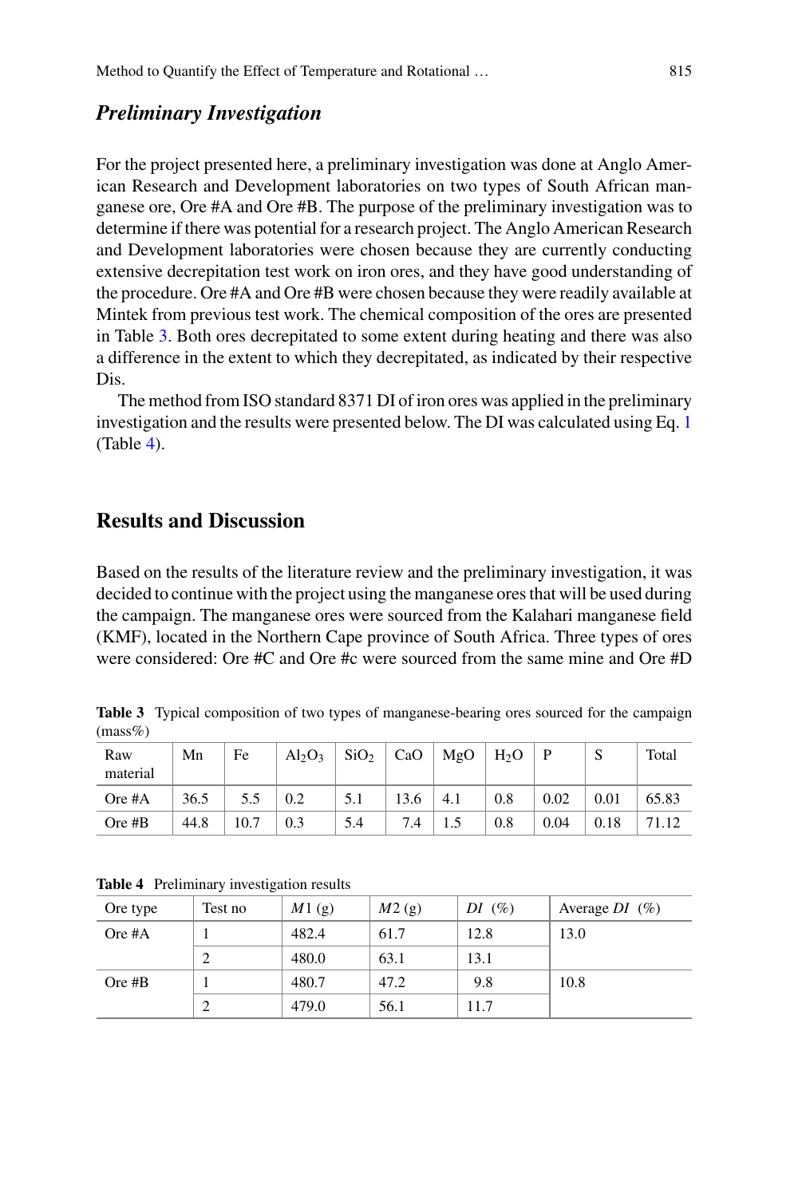### *Preliminary Investigation*

For the project presented here, a preliminary investigation was done at Anglo American Research and Development laboratories on two types of South African manganese ore, Ore #A and Ore #B. The purpose of the preliminary investigation was to determine if there was potential for a research project. The Anglo American Research and Development laboratories were chosen because they are currently conducting extensive decrepitation test work on iron ores, and they have good understanding of the procedure. Ore #A and Ore #B were chosen because they were readily available at Mintek from previous test work. The chemical composition of the ores are presented in Table 3. Both ores decrepitated to some extent during heating and there was also a difference in the extent to which they decrepitated, as indicated by their respective Dis.

The method from ISO standard 8371 DI of iron ores was applied in the preliminary investigation and the results were presented below. The DI was calculated using Eq. 1 (Table 4).

## Results and Discussion

Based on the results of the literature review and the preliminary investigation, it was decided to continue with the project using the manganese ores that will be used during the campaign. The manganese ores were sourced from the Kalahari manganese field (KMF), located in the Northern Cape province of South Africa. Three types of ores were considered: Ore #C and Ore #c were sourced from the same mine and Ore #D

**Table 3** Typical composition of two types of manganese-bearing ores sourced for the campaign (mass%)

| Raw material | Mn | Fe | $Al_2O_3$ | $SiO_2$ | CaO | MgO | $H_2O$ | P | S | Total |
|---|---|---|---|---|---|---|---|---|---|---|
| Ore #A | 36.5 | 5.5 | 0.2 | 5.1 | 13.6 | 4.1 | 0.8 | 0.02 | 0.01 | 65.83 |
| Ore #B | 44.8 | 10.7 | 0.3 | 5.4 | 7.4 | 1.5 | 0.8 | 0.04 | 0.18 | 71.12 |

**Table 4** Preliminary investigation results

| Ore type | Test no | $M1$ (g) | $M2$ (g) | $DI$ (%) | Average $DI$ (%) |
|---|---|---|---|---|---|
| Ore #A | 1 | 482.4 | 61.7 | 12.8 | 13.0 |
| | 2 | 480.0 | 63.1 | 13.1 | |
| Ore #B | 1 | 480.7 | 47.2 | 9.8 | 10.8 |
| | 2 | 479.0 | 56.1 | 11.7 | |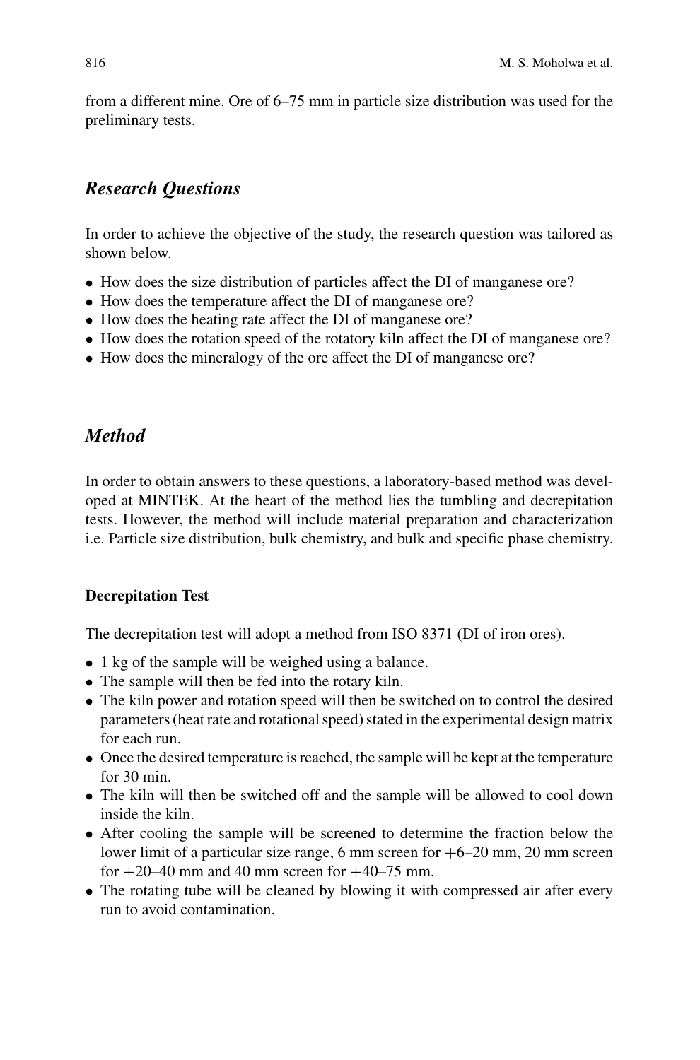from a different mine. Ore of 6–75 mm in particle size distribution was used for the preliminary tests.

## *Research Questions*

In order to achieve the objective of the study, the research question was tailored as shown below.

- How does the size distribution of particles affect the DI of manganese ore?
- How does the temperature affect the DI of manganese ore?
- How does the heating rate affect the DI of manganese ore?
- How does the rotation speed of the rotatory kiln affect the DI of manganese ore?
- How does the mineralogy of the ore affect the DI of manganese ore?

## *Method*

In order to obtain answers to these questions, a laboratory-based method was developed at MINTEK. At the heart of the method lies the tumbling and decrepitation tests. However, the method will include material preparation and characterization i.e. Particle size distribution, bulk chemistry, and bulk and specific phase chemistry.

### **Decrepitation Test**

The decrepitation test will adopt a method from ISO 8371 (DI of iron ores).

- 1 kg of the sample will be weighed using a balance.
- The sample will then be fed into the rotary kiln.
- The kiln power and rotation speed will then be switched on to control the desired parameters (heat rate and rotational speed) stated in the experimental design matrix for each run.
- Once the desired temperature is reached, the sample will be kept at the temperature for 30 min.
- The kiln will then be switched off and the sample will be allowed to cool down inside the kiln.
- After cooling the sample will be screened to determine the fraction below the lower limit of a particular size range, 6 mm screen for +6–20 mm, 20 mm screen for +20–40 mm and 40 mm screen for +40–75 mm.
- The rotating tube will be cleaned by blowing it with compressed air after every run to avoid contamination.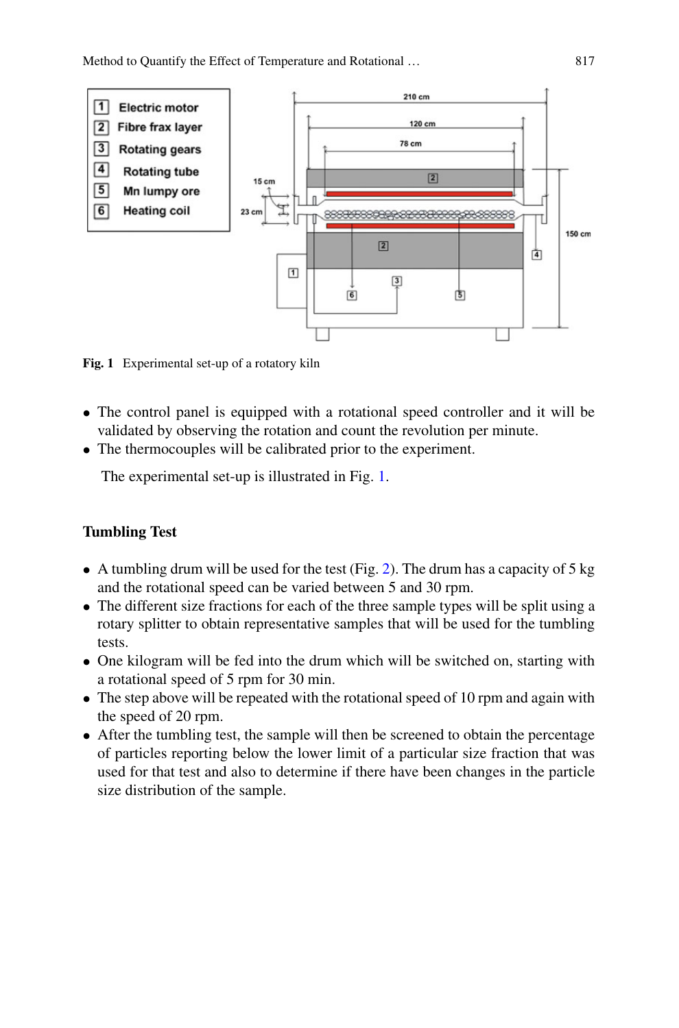1 Electric motor
2 Fibre frax layer
3 Rotating gears
4 Rotating tube
5 Mn lumpy ore
6 Heating coil

210 cm
120 cm
78 cm
15 cm
23 cm
150 cm

Fig. 1 Experimental set-up of a rotatory kiln

- The control panel is equipped with a rotational speed controller and it will be validated by observing the rotation and count the revolution per minute.
- The thermocouples will be calibrated prior to the experiment.

The experimental set-up is illustrated in Fig. 1.

## Tumbling Test

- A tumbling drum will be used for the test (Fig. 2). The drum has a capacity of 5 kg and the rotational speed can be varied between 5 and 30 rpm.
- The different size fractions for each of the three sample types will be split using a rotary splitter to obtain representative samples that will be used for the tumbling tests.
- One kilogram will be fed into the drum which will be switched on, starting with a rotational speed of 5 rpm for 30 min.
- The step above will be repeated with the rotational speed of 10 rpm and again with the speed of 20 rpm.
- After the tumbling test, the sample will then be screened to obtain the percentage of particles reporting below the lower limit of a particular size fraction that was used for that test and also to determine if there have been changes in the particle size distribution of the sample.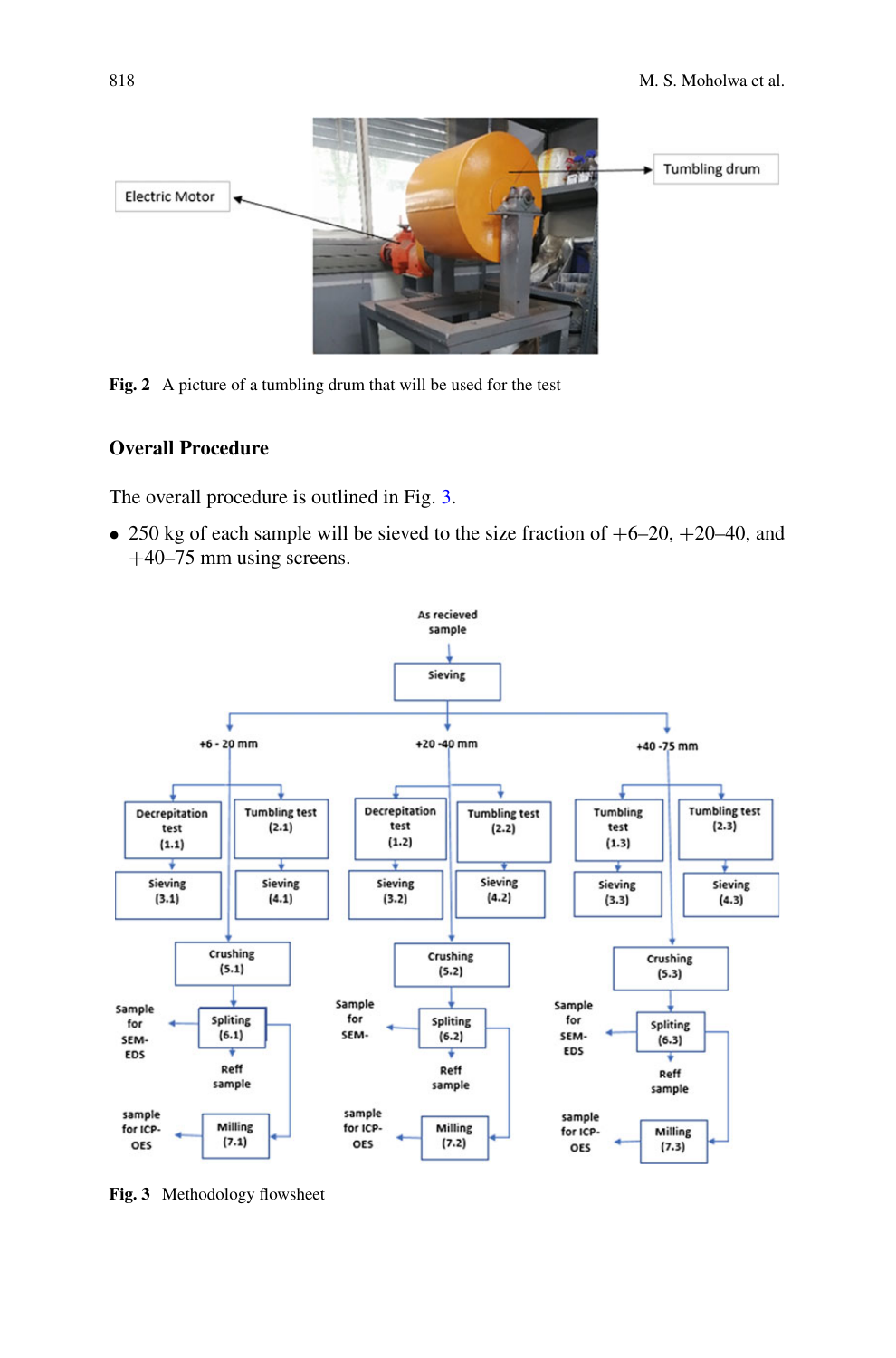Electric Motor

Tumbling drum

Fig. 2 A picture of a tumbling drum that will be used for the test

## Overall Procedure

The overall procedure is outlined in Fig. 3.

- 250 kg of each sample will be sieved to the size fraction of +6–20, +20–40, and +40–75 mm using screens.

As recieved sample

Sieving

+6 - 20 mm

+20 -40 mm

+40 -75 mm

Decrepitation test (1.1)

Tumbling test (2.1)

Decrepitation test (1.2)

Tumbling test (2.2)

Tumbling test (1.3)

Tumbling test (2.3)

Sieving (3.1)

Sieving (4.1)

Sieving (3.2)

Sieving (4.2)

Sieving (3.3)

Sieving (4.3)

Crushing (5.1)

Crushing (5.2)

Crushing (5.3)

Sample for SEM-EDS

Spliting (6.1)

Reff sample

Sample for SEM-

Spliting (6.2)

Reff sample

Sample for SEM-EDS

Spliting (6.3)

Reff sample

sample for ICP-OES

Milling (7.1)

sample for ICP-OES

Milling (7.2)

sample for ICP-OES

Milling (7.3)

Fig. 3 Methodology flowsheet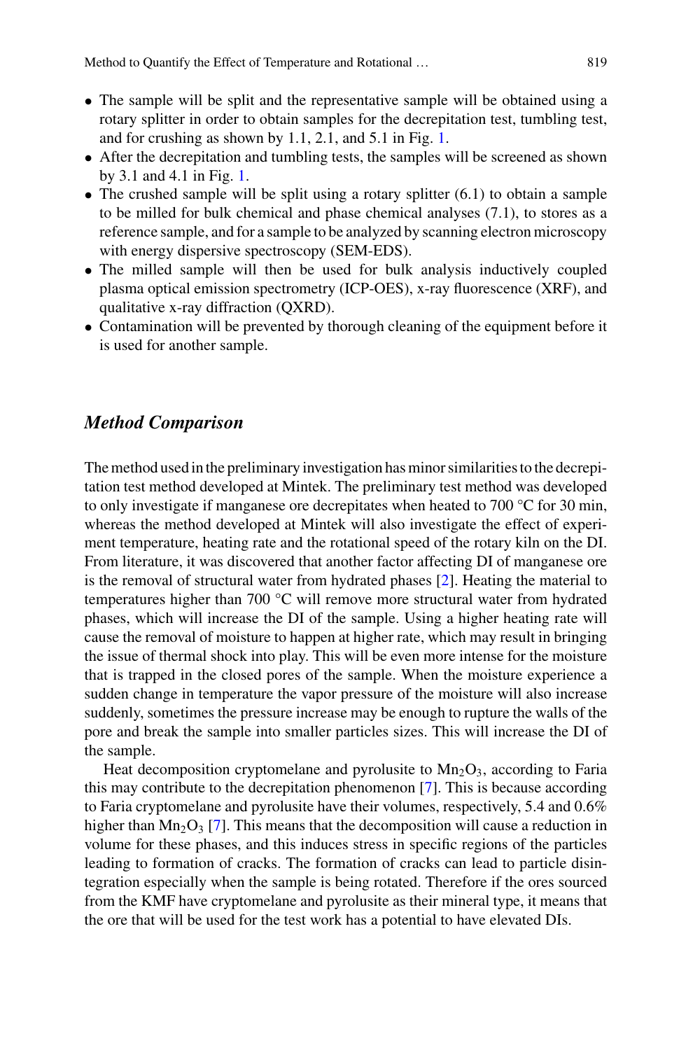- The sample will be split and the representative sample will be obtained using a rotary splitter in order to obtain samples for the decrepitation test, tumbling test, and for crushing as shown by 1.1, 2.1, and 5.1 in Fig. 1.
- After the decrepitation and tumbling tests, the samples will be screened as shown by 3.1 and 4.1 in Fig. 1.
- The crushed sample will be split using a rotary splitter (6.1) to obtain a sample to be milled for bulk chemical and phase chemical analyses (7.1), to stores as a reference sample, and for a sample to be analyzed by scanning electron microscopy with energy dispersive spectroscopy (SEM-EDS).
- The milled sample will then be used for bulk analysis inductively coupled plasma optical emission spectrometry (ICP-OES), x-ray fluorescence (XRF), and qualitative x-ray diffraction (QXRD).
- Contamination will be prevented by thorough cleaning of the equipment before it is used for another sample.

## *Method Comparison*

The method used in the preliminary investigation has minor similarities to the decrepitation test method developed at Mintek. The preliminary test method was developed to only investigate if manganese ore decrepitates when heated to 700 °C for 30 min, whereas the method developed at Mintek will also investigate the effect of experiment temperature, heating rate and the rotational speed of the rotary kiln on the DI. From literature, it was discovered that another factor affecting DI of manganese ore is the removal of structural water from hydrated phases [2]. Heating the material to temperatures higher than 700 °C will remove more structural water from hydrated phases, which will increase the DI of the sample. Using a higher heating rate will cause the removal of moisture to happen at higher rate, which may result in bringing the issue of thermal shock into play. This will be even more intense for the moisture that is trapped in the closed pores of the sample. When the moisture experience a sudden change in temperature the vapor pressure of the moisture will also increase suddenly, sometimes the pressure increase may be enough to rupture the walls of the pore and break the sample into smaller particles sizes. This will increase the DI of the sample.

Heat decomposition cryptomelane and pyrolusite to $Mn_2O_3$, according to Faria this may contribute to the decrepitation phenomenon [7]. This is because according to Faria cryptomelane and pyrolusite have their volumes, respectively, 5.4 and 0.6% higher than $Mn_2O_3$ [7]. This means that the decomposition will cause a reduction in volume for these phases, and this induces stress in specific regions of the particles leading to formation of cracks. The formation of cracks can lead to particle disintegration especially when the sample is being rotated. Therefore if the ores sourced from the KMF have cryptomelane and pyrolusite as their mineral type, it means that the ore that will be used for the test work has a potential to have elevated DIs.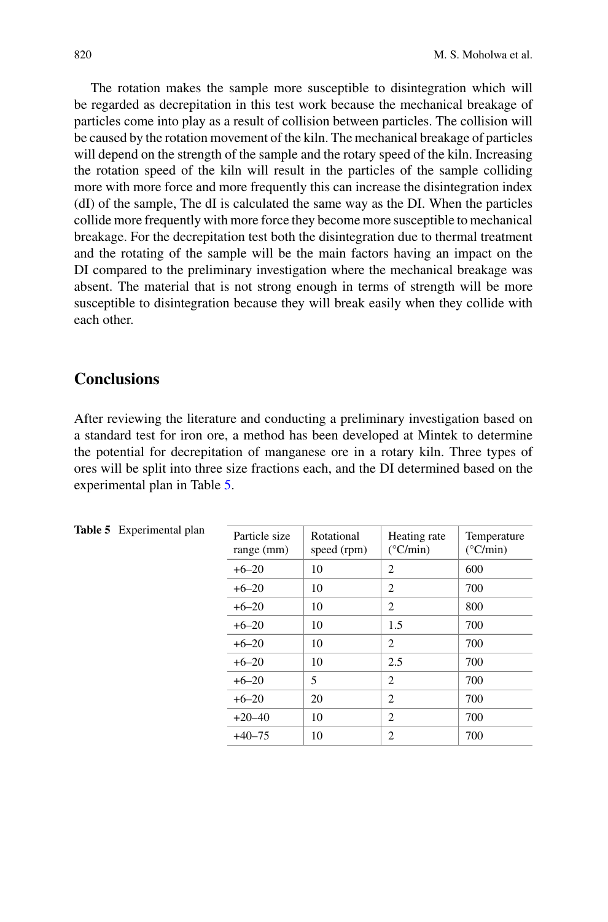The rotation makes the sample more susceptible to disintegration which will be regarded as decrepitation in this test work because the mechanical breakage of particles come into play as a result of collision between particles. The collision will be caused by the rotation movement of the kiln. The mechanical breakage of particles will depend on the strength of the sample and the rotary speed of the kiln. Increasing the rotation speed of the kiln will result in the particles of the sample colliding more with more force and more frequently this can increase the disintegration index (dI) of the sample, The dI is calculated the same way as the DI. When the particles collide more frequently with more force they become more susceptible to mechanical breakage. For the decrepitation test both the disintegration due to thermal treatment and the rotating of the sample will be the main factors having an impact on the DI compared to the preliminary investigation where the mechanical breakage was absent. The material that is not strong enough in terms of strength will be more susceptible to disintegration because they will break easily when they collide with each other.

## Conclusions

After reviewing the literature and conducting a preliminary investigation based on a standard test for iron ore, a method has been developed at Mintek to determine the potential for decrepitation of manganese ore in a rotary kiln. Three types of ores will be split into three size fractions each, and the DI determined based on the experimental plan in Table 5.

**Table 5** Experimental plan

| Particle size range (mm) | Rotational speed (rpm) | Heating rate (°C/min) | Temperature (°C/min) |
|---|---|---|---|
| +6–20 | 10 | 2 | 600 |
| +6–20 | 10 | 2 | 700 |
| +6–20 | 10 | 2 | 800 |
| +6–20 | 10 | 1.5 | 700 |
| +6–20 | 10 | 2 | 700 |
| +6–20 | 10 | 2.5 | 700 |
| +6–20 | 5 | 2 | 700 |
| +6–20 | 20 | 2 | 700 |
| +20–40 | 10 | 2 | 700 |
| +40–75 | 10 | 2 | 700 |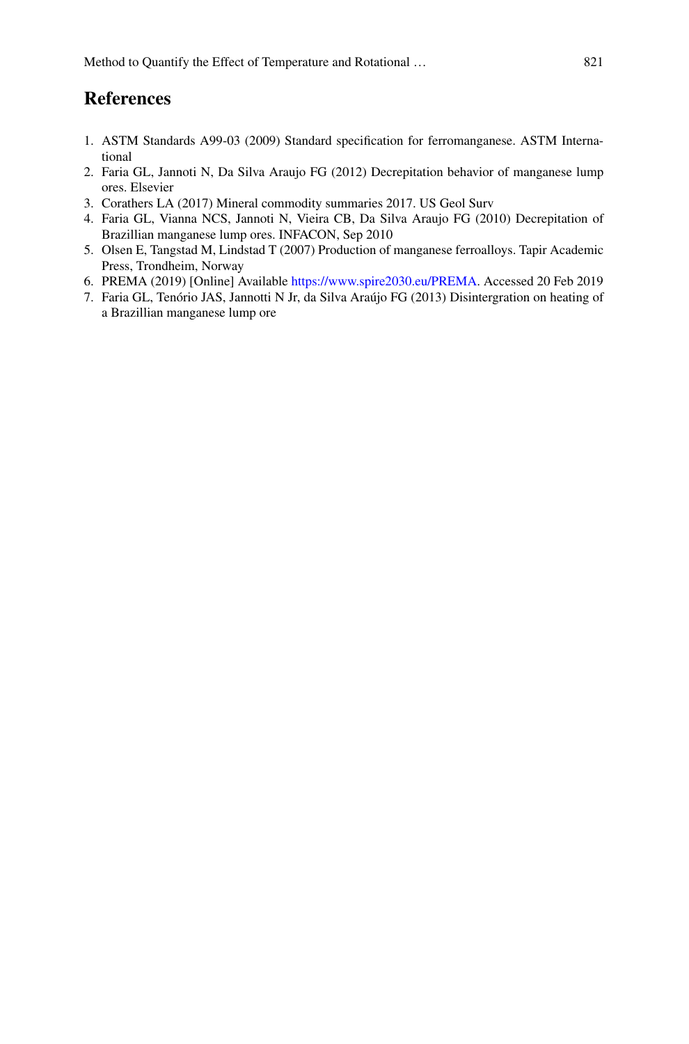## References

1. ASTM Standards A99-03 (2009) Standard specification for ferromanganese. ASTM International
2. Faria GL, Jannoti N, Da Silva Araujo FG (2012) Decrepitation behavior of manganese lump ores. Elsevier
3. Corathers LA (2017) Mineral commodity summaries 2017. US Geol Surv
4. Faria GL, Vianna NCS, Jannoti N, Vieira CB, Da Silva Araujo FG (2010) Decrepitation of Brazillian manganese lump ores. INFACON, Sep 2010
5. Olsen E, Tangstad M, Lindstad T (2007) Production of manganese ferroalloys. Tapir Academic Press, Trondheim, Norway
6. PREMA (2019) [Online] Available https://www.spire2030.eu/PREMA. Accessed 20 Feb 2019
7. Faria GL, Tenório JAS, Jannotti N Jr, da Silva Araújo FG (2013) Disintergration on heating of a Brazillian manganese lump ore